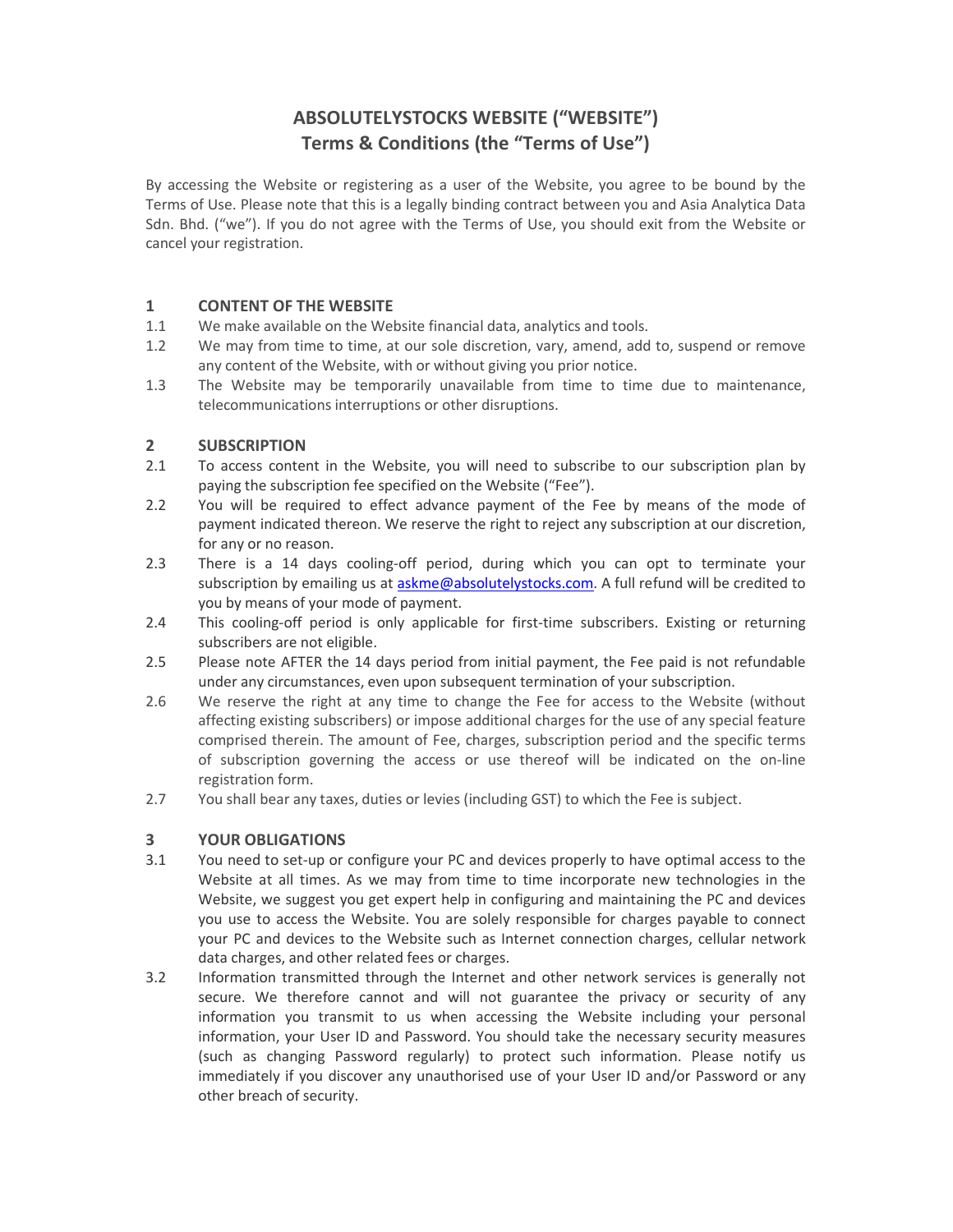# ABSOLUTELYSTOCKS WEBSITE ("WEBSITE")
# Terms & Conditions (the "Terms of Use")

By accessing the Website or registering as a user of the Website, you agree to be bound by the Terms of Use. Please note that this is a legally binding contract between you and Asia Analytica Data Sdn. Bhd. ("we"). If you do not agree with the Terms of Use, you should exit from the Website or cancel your registration.

## 1 CONTENT OF THE WEBSITE

1.1 We make available on the Website financial data, analytics and tools.

1.2 We may from time to time, at our sole discretion, vary, amend, add to, suspend or remove any content of the Website, with or without giving you prior notice.

1.3 The Website may be temporarily unavailable from time to time due to maintenance, telecommunications interruptions or other disruptions.

## 2 SUBSCRIPTION

2.1 To access content in the Website, you will need to subscribe to our subscription plan by paying the subscription fee specified on the Website ("Fee").

2.2 You will be required to effect advance payment of the Fee by means of the mode of payment indicated thereon. We reserve the right to reject any subscription at our discretion, for any or no reason.

2.3 There is a 14 days cooling-off period, during which you can opt to terminate your subscription by emailing us at askme@absolutelystocks.com. A full refund will be credited to you by means of your mode of payment.

2.4 This cooling-off period is only applicable for first-time subscribers. Existing or returning subscribers are not eligible.

2.5 Please note AFTER the 14 days period from initial payment, the Fee paid is not refundable under any circumstances, even upon subsequent termination of your subscription.

2.6 We reserve the right at any time to change the Fee for access to the Website (without affecting existing subscribers) or impose additional charges for the use of any special feature comprised therein. The amount of Fee, charges, subscription period and the specific terms of subscription governing the access or use thereof will be indicated on the on-line registration form.

2.7 You shall bear any taxes, duties or levies (including GST) to which the Fee is subject.

## 3 YOUR OBLIGATIONS

3.1 You need to set-up or configure your PC and devices properly to have optimal access to the Website at all times. As we may from time to time incorporate new technologies in the Website, we suggest you get expert help in configuring and maintaining the PC and devices you use to access the Website. You are solely responsible for charges payable to connect your PC and devices to the Website such as Internet connection charges, cellular network data charges, and other related fees or charges.

3.2 Information transmitted through the Internet and other network services is generally not secure. We therefore cannot and will not guarantee the privacy or security of any information you transmit to us when accessing the Website including your personal information, your User ID and Password. You should take the necessary security measures (such as changing Password regularly) to protect such information. Please notify us immediately if you discover any unauthorised use of your User ID and/or Password or any other breach of security.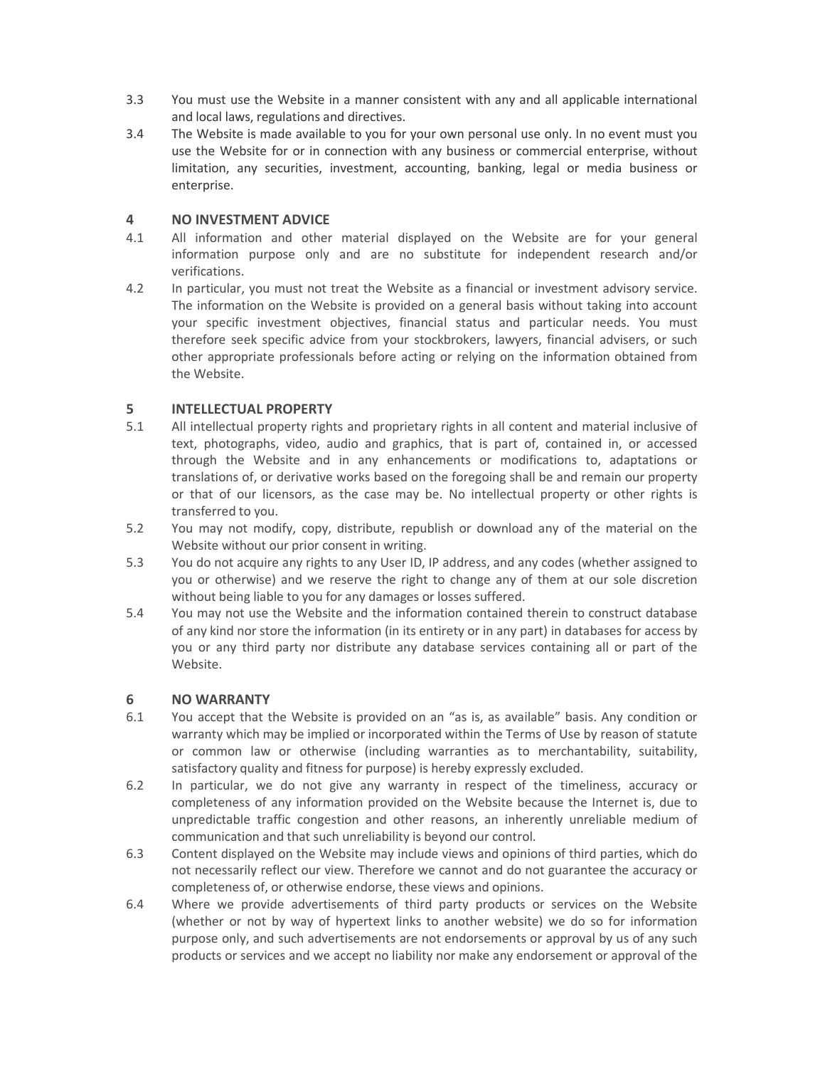3.3 You must use the Website in a manner consistent with any and all applicable international and local laws, regulations and directives.

3.4 The Website is made available to you for your own personal use only. In no event must you use the Website for or in connection with any business or commercial enterprise, without limitation, any securities, investment, accounting, banking, legal or media business or enterprise.

## 4 NO INVESTMENT ADVICE

4.1 All information and other material displayed on the Website are for your general information purpose only and are no substitute for independent research and/or verifications.

4.2 In particular, you must not treat the Website as a financial or investment advisory service. The information on the Website is provided on a general basis without taking into account your specific investment objectives, financial status and particular needs. You must therefore seek specific advice from your stockbrokers, lawyers, financial advisers, or such other appropriate professionals before acting or relying on the information obtained from the Website.

## 5 INTELLECTUAL PROPERTY

5.1 All intellectual property rights and proprietary rights in all content and material inclusive of text, photographs, video, audio and graphics, that is part of, contained in, or accessed through the Website and in any enhancements or modifications to, adaptations or translations of, or derivative works based on the foregoing shall be and remain our property or that of our licensors, as the case may be. No intellectual property or other rights is transferred to you.

5.2 You may not modify, copy, distribute, republish or download any of the material on the Website without our prior consent in writing.

5.3 You do not acquire any rights to any User ID, IP address, and any codes (whether assigned to you or otherwise) and we reserve the right to change any of them at our sole discretion without being liable to you for any damages or losses suffered.

5.4 You may not use the Website and the information contained therein to construct database of any kind nor store the information (in its entirety or in any part) in databases for access by you or any third party nor distribute any database services containing all or part of the Website.

## 6 NO WARRANTY

6.1 You accept that the Website is provided on an "as is, as available" basis. Any condition or warranty which may be implied or incorporated within the Terms of Use by reason of statute or common law or otherwise (including warranties as to merchantability, suitability, satisfactory quality and fitness for purpose) is hereby expressly excluded.

6.2 In particular, we do not give any warranty in respect of the timeliness, accuracy or completeness of any information provided on the Website because the Internet is, due to unpredictable traffic congestion and other reasons, an inherently unreliable medium of communication and that such unreliability is beyond our control.

6.3 Content displayed on the Website may include views and opinions of third parties, which do not necessarily reflect our view. Therefore we cannot and do not guarantee the accuracy or completeness of, or otherwise endorse, these views and opinions.

6.4 Where we provide advertisements of third party products or services on the Website (whether or not by way of hypertext links to another website) we do so for information purpose only, and such advertisements are not endorsements or approval by us of any such products or services and we accept no liability nor make any endorsement or approval of the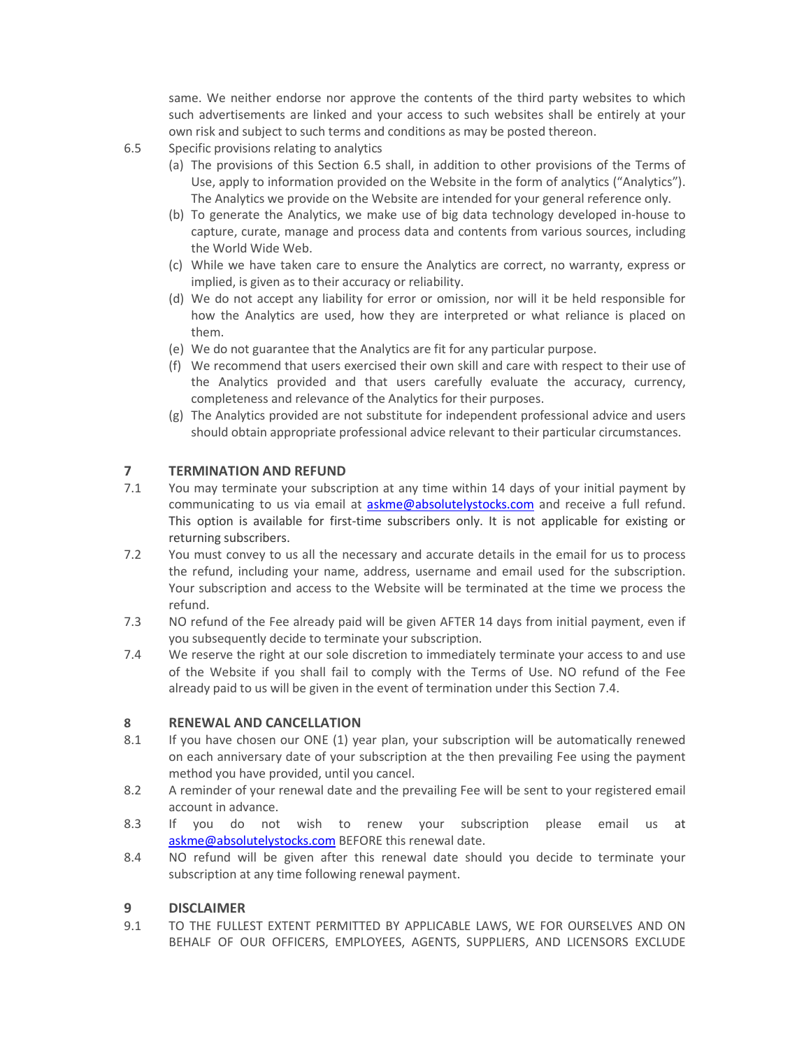same. We neither endorse nor approve the contents of the third party websites to which such advertisements are linked and your access to such websites shall be entirely at your own risk and subject to such terms and conditions as may be posted thereon.

6.5 Specific provisions relating to analytics

(a) The provisions of this Section 6.5 shall, in addition to other provisions of the Terms of Use, apply to information provided on the Website in the form of analytics ("Analytics"). The Analytics we provide on the Website are intended for your general reference only.

(b) To generate the Analytics, we make use of big data technology developed in-house to capture, curate, manage and process data and contents from various sources, including the World Wide Web.

(c) While we have taken care to ensure the Analytics are correct, no warranty, express or implied, is given as to their accuracy or reliability.

(d) We do not accept any liability for error or omission, nor will it be held responsible for how the Analytics are used, how they are interpreted or what reliance is placed on them.

(e) We do not guarantee that the Analytics are fit for any particular purpose.

(f) We recommend that users exercised their own skill and care with respect to their use of the Analytics provided and that users carefully evaluate the accuracy, currency, completeness and relevance of the Analytics for their purposes.

(g) The Analytics provided are not substitute for independent professional advice and users should obtain appropriate professional advice relevant to their particular circumstances.

## 7 TERMINATION AND REFUND

7.1 You may terminate your subscription at any time within 14 days of your initial payment by communicating to us via email at askme@absolutelystocks.com and receive a full refund. This option is available for first-time subscribers only. It is not applicable for existing or returning subscribers.

7.2 You must convey to us all the necessary and accurate details in the email for us to process the refund, including your name, address, username and email used for the subscription. Your subscription and access to the Website will be terminated at the time we process the refund.

7.3 NO refund of the Fee already paid will be given AFTER 14 days from initial payment, even if you subsequently decide to terminate your subscription.

7.4 We reserve the right at our sole discretion to immediately terminate your access to and use of the Website if you shall fail to comply with the Terms of Use. NO refund of the Fee already paid to us will be given in the event of termination under this Section 7.4.

## 8 RENEWAL AND CANCELLATION

8.1 If you have chosen our ONE (1) year plan, your subscription will be automatically renewed on each anniversary date of your subscription at the then prevailing Fee using the payment method you have provided, until you cancel.

8.2 A reminder of your renewal date and the prevailing Fee will be sent to your registered email account in advance.

8.3 If you do not wish to renew your subscription please email us at askme@absolutelystocks.com BEFORE this renewal date.

8.4 NO refund will be given after this renewal date should you decide to terminate your subscription at any time following renewal payment.

## 9 DISCLAIMER

9.1 TO THE FULLEST EXTENT PERMITTED BY APPLICABLE LAWS, WE FOR OURSELVES AND ON BEHALF OF OUR OFFICERS, EMPLOYEES, AGENTS, SUPPLIERS, AND LICENSORS EXCLUDE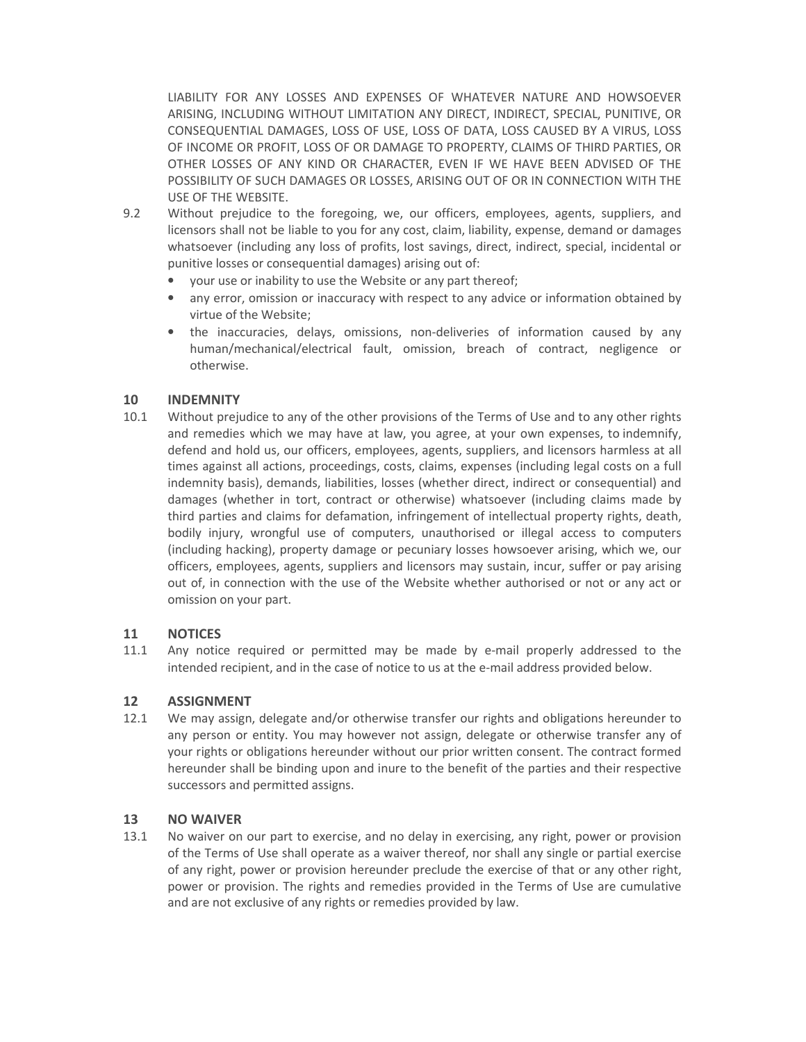LIABILITY FOR ANY LOSSES AND EXPENSES OF WHATEVER NATURE AND HOWSOEVER ARISING, INCLUDING WITHOUT LIMITATION ANY DIRECT, INDIRECT, SPECIAL, PUNITIVE, OR CONSEQUENTIAL DAMAGES, LOSS OF USE, LOSS OF DATA, LOSS CAUSED BY A VIRUS, LOSS OF INCOME OR PROFIT, LOSS OF OR DAMAGE TO PROPERTY, CLAIMS OF THIRD PARTIES, OR OTHER LOSSES OF ANY KIND OR CHARACTER, EVEN IF WE HAVE BEEN ADVISED OF THE POSSIBILITY OF SUCH DAMAGES OR LOSSES, ARISING OUT OF OR IN CONNECTION WITH THE USE OF THE WEBSITE.

9.2 Without prejudice to the foregoing, we, our officers, employees, agents, suppliers, and licensors shall not be liable to you for any cost, claim, liability, expense, demand or damages whatsoever (including any loss of profits, lost savings, direct, indirect, special, incidental or punitive losses or consequential damages) arising out of:

- your use or inability to use the Website or any part thereof;
- any error, omission or inaccuracy with respect to any advice or information obtained by virtue of the Website;
- the inaccuracies, delays, omissions, non-deliveries of information caused by any human/mechanical/electrical fault, omission, breach of contract, negligence or otherwise.

## 10 INDEMNITY

10.1 Without prejudice to any of the other provisions of the Terms of Use and to any other rights and remedies which we may have at law, you agree, at your own expenses, to indemnify, defend and hold us, our officers, employees, agents, suppliers, and licensors harmless at all times against all actions, proceedings, costs, claims, expenses (including legal costs on a full indemnity basis), demands, liabilities, losses (whether direct, indirect or consequential) and damages (whether in tort, contract or otherwise) whatsoever (including claims made by third parties and claims for defamation, infringement of intellectual property rights, death, bodily injury, wrongful use of computers, unauthorised or illegal access to computers (including hacking), property damage or pecuniary losses howsoever arising, which we, our officers, employees, agents, suppliers and licensors may sustain, incur, suffer or pay arising out of, in connection with the use of the Website whether authorised or not or any act or omission on your part.

## 11 NOTICES

11.1 Any notice required or permitted may be made by e-mail properly addressed to the intended recipient, and in the case of notice to us at the e-mail address provided below.

## 12 ASSIGNMENT

12.1 We may assign, delegate and/or otherwise transfer our rights and obligations hereunder to any person or entity. You may however not assign, delegate or otherwise transfer any of your rights or obligations hereunder without our prior written consent. The contract formed hereunder shall be binding upon and inure to the benefit of the parties and their respective successors and permitted assigns.

## 13 NO WAIVER

13.1 No waiver on our part to exercise, and no delay in exercising, any right, power or provision of the Terms of Use shall operate as a waiver thereof, nor shall any single or partial exercise of any right, power or provision hereunder preclude the exercise of that or any other right, power or provision. The rights and remedies provided in the Terms of Use are cumulative and are not exclusive of any rights or remedies provided by law.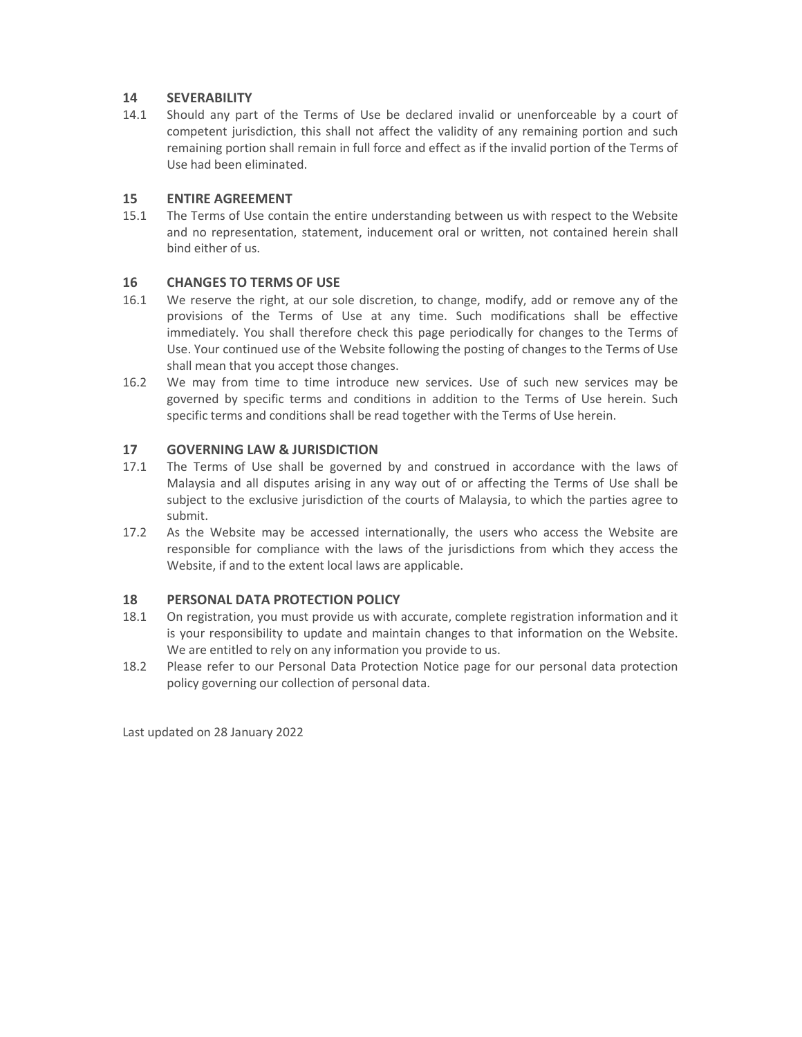## 14 SEVERABILITY

14.1 Should any part of the Terms of Use be declared invalid or unenforceable by a court of competent jurisdiction, this shall not affect the validity of any remaining portion and such remaining portion shall remain in full force and effect as if the invalid portion of the Terms of Use had been eliminated.

## 15 ENTIRE AGREEMENT

15.1 The Terms of Use contain the entire understanding between us with respect to the Website and no representation, statement, inducement oral or written, not contained herein shall bind either of us.

## 16 CHANGES TO TERMS OF USE

16.1 We reserve the right, at our sole discretion, to change, modify, add or remove any of the provisions of the Terms of Use at any time. Such modifications shall be effective immediately. You shall therefore check this page periodically for changes to the Terms of Use. Your continued use of the Website following the posting of changes to the Terms of Use shall mean that you accept those changes.

16.2 We may from time to time introduce new services. Use of such new services may be governed by specific terms and conditions in addition to the Terms of Use herein. Such specific terms and conditions shall be read together with the Terms of Use herein.

## 17 GOVERNING LAW & JURISDICTION

17.1 The Terms of Use shall be governed by and construed in accordance with the laws of Malaysia and all disputes arising in any way out of or affecting the Terms of Use shall be subject to the exclusive jurisdiction of the courts of Malaysia, to which the parties agree to submit.

17.2 As the Website may be accessed internationally, the users who access the Website are responsible for compliance with the laws of the jurisdictions from which they access the Website, if and to the extent local laws are applicable.

## 18 PERSONAL DATA PROTECTION POLICY

18.1 On registration, you must provide us with accurate, complete registration information and it is your responsibility to update and maintain changes to that information on the Website. We are entitled to rely on any information you provide to us.

18.2 Please refer to our Personal Data Protection Notice page for our personal data protection policy governing our collection of personal data.

Last updated on 28 January 2022